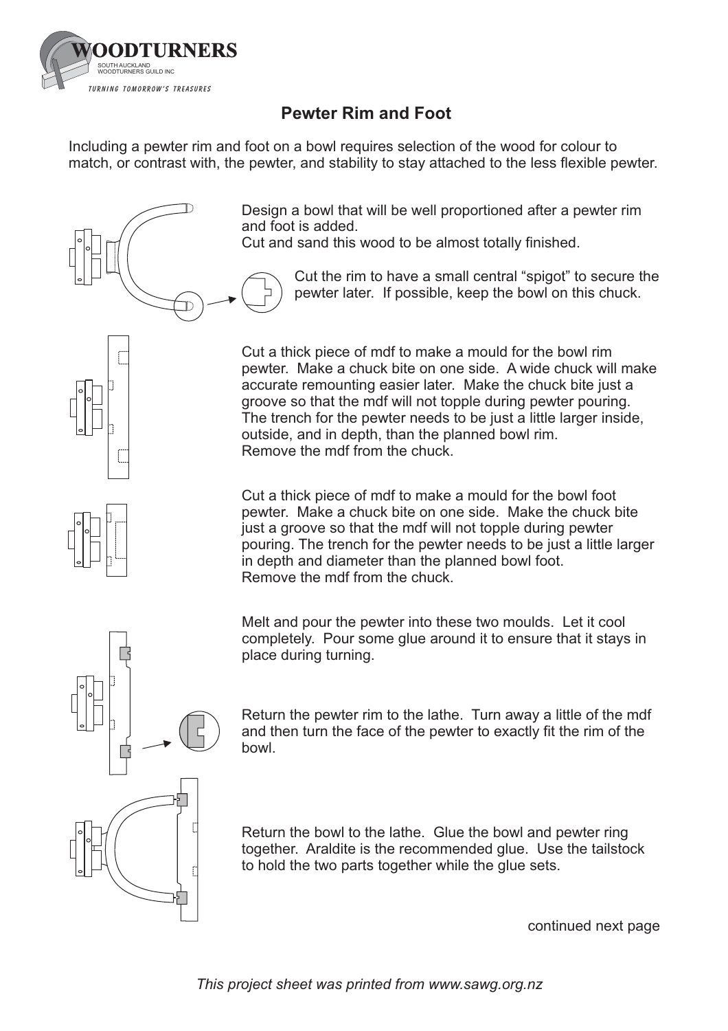# Pewter Rim and Foot

Including a pewter rim and foot on a bowl requires selection of the wood for colour to match, or contrast with, the pewter, and stability to stay attached to the less flexible pewter.

Design a bowl that will be well proportioned after a pewter rim and foot is added.
Cut and sand this wood to be almost totally finished.

Cut the rim to have a small central "spigot" to secure the pewter later. If possible, keep the bowl on this chuck.

Cut a thick piece of mdf to make a mould for the bowl rim pewter. Make a chuck bite on one side. A wide chuck will make accurate remounting easier later. Make the chuck bite just a groove so that the mdf will not topple during pewter pouring. The trench for the pewter needs to be just a little larger inside, outside, and in depth, than the planned bowl rim.
Remove the mdf from the chuck.

Cut a thick piece of mdf to make a mould for the bowl foot pewter. Make a chuck bite on one side. Make the chuck bite just a groove so that the mdf will not topple during pewter pouring. The trench for the pewter needs to be just a little larger in depth and diameter than the planned bowl foot.
Remove the mdf from the chuck.

Melt and pour the pewter into these two moulds. Let it cool completely. Pour some glue around it to ensure that it stays in place during turning.

Return the pewter rim to the lathe. Turn away a little of the mdf and then turn the face of the pewter to exactly fit the rim of the bowl.

Return the bowl to the lathe. Glue the bowl and pewter ring together. Araldite is the recommended glue. Use the tailstock to hold the two parts together while the glue sets.

continued next page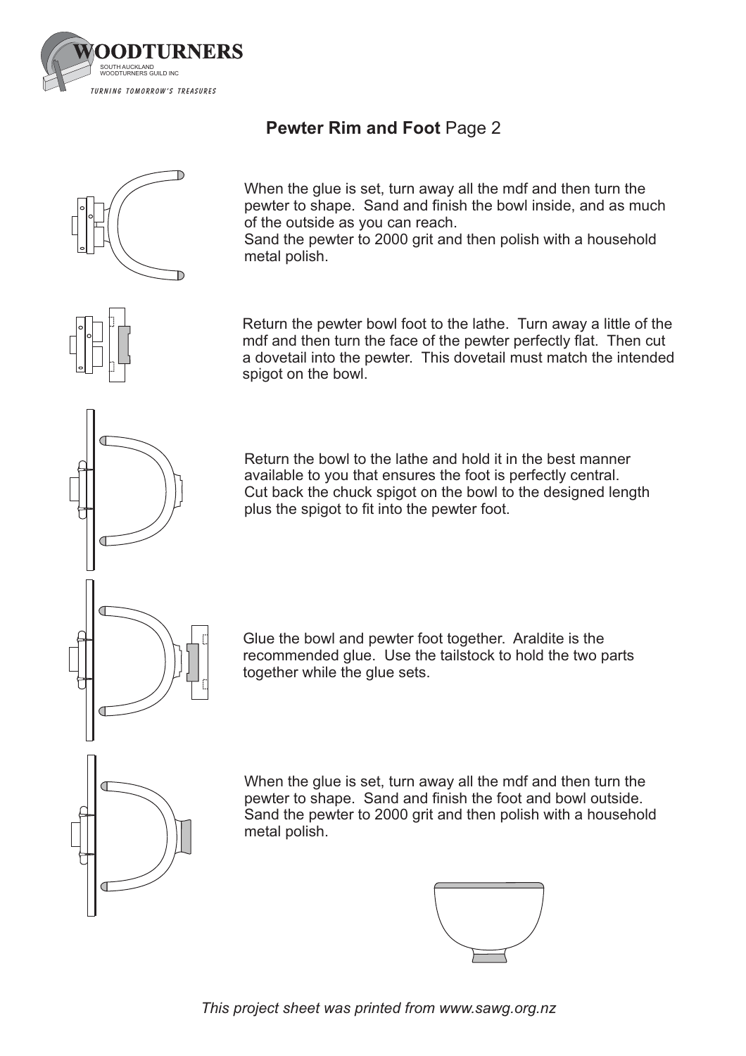## **Pewter Rim and Foot** Page 2

When the glue is set, turn away all the mdf and then turn the pewter to shape. Sand and finish the bowl inside, and as much of the outside as you can reach.
Sand the pewter to 2000 grit and then polish with a household metal polish.

Return the pewter bowl foot to the lathe. Turn away a little of the mdf and then turn the face of the pewter perfectly flat. Then cut a dovetail into the pewter. This dovetail must match the intended spigot on the bowl.

Return the bowl to the lathe and hold it in the best manner available to you that ensures the foot is perfectly central.
Cut back the chuck spigot on the bowl to the designed length plus the spigot to fit into the pewter foot.

Glue the bowl and pewter foot together. Araldite is the recommended glue. Use the tailstock to hold the two parts together while the glue sets.

When the glue is set, turn away all the mdf and then turn the pewter to shape. Sand and finish the foot and bowl outside.
Sand the pewter to 2000 grit and then polish with a household metal polish.

*This project sheet was printed from www.sawg.org.nz*